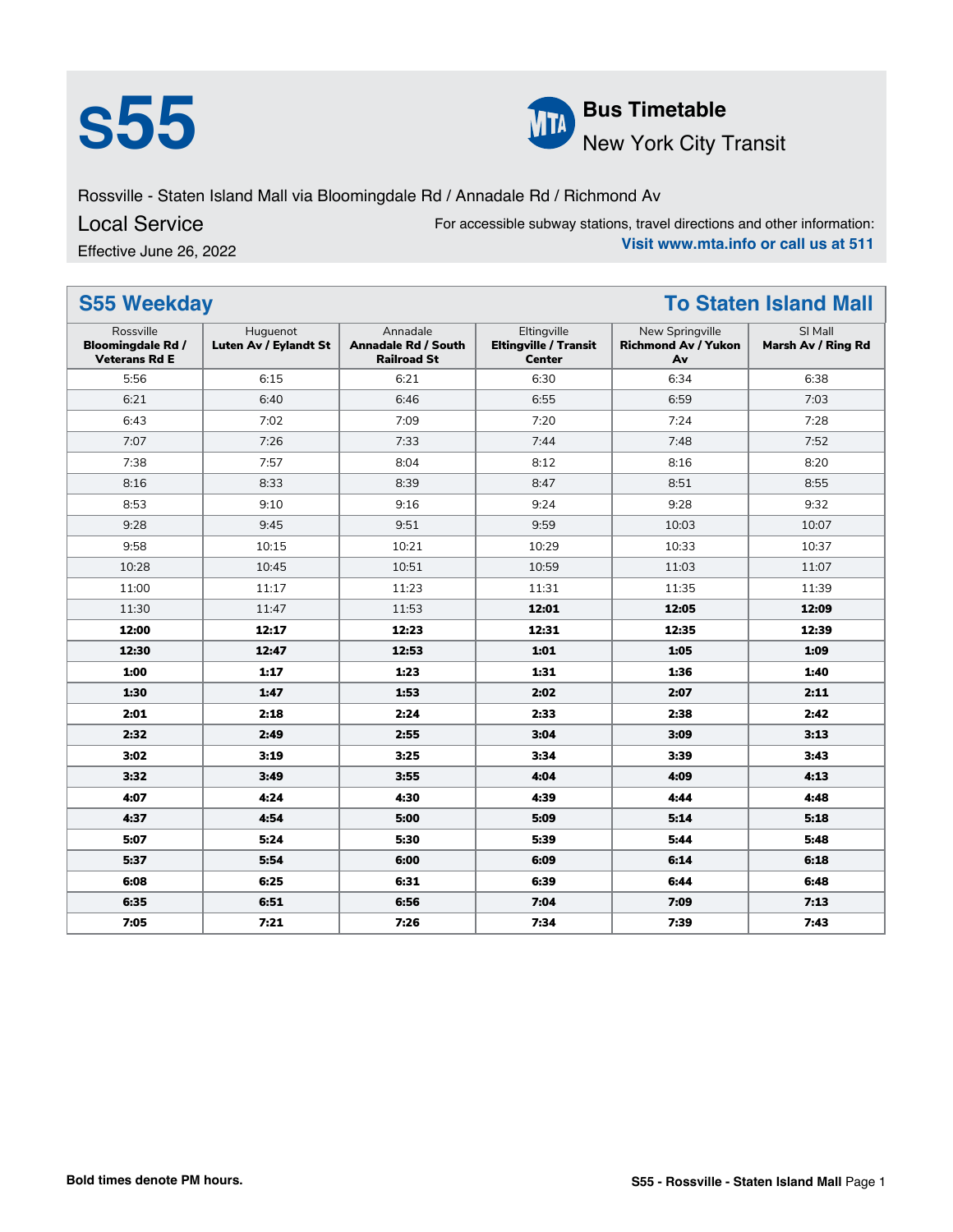# S55

**Bus Timetable**
New York City Transit

Rossville - Staten Island Mall via Bloomingdale Rd / Annadale Rd / Richmond Av

Local Service

Effective June 26, 2022

For accessible subway stations, travel directions and other information:
**Visit www.mta.info or call us at 511**

## S55 Weekday — To Staten Island Mall

| Rossville **Bloomingdale Rd / Veterans Rd E** | Huguenot **Luten Av / Eylandt St** | Annadale **Annadale Rd / South Railroad St** | Eltingville **Eltingville / Transit Center** | New Springville **Richmond Av / Yukon Av** | SI Mall **Marsh Av / Ring Rd** |
|---|---|---|---|---|---|
| 5:56 | 6:15 | 6:21 | 6:30 | 6:34 | 6:38 |
| 6:21 | 6:40 | 6:46 | 6:55 | 6:59 | 7:03 |
| 6:43 | 7:02 | 7:09 | 7:20 | 7:24 | 7:28 |
| 7:07 | 7:26 | 7:33 | 7:44 | 7:48 | 7:52 |
| 7:38 | 7:57 | 8:04 | 8:12 | 8:16 | 8:20 |
| 8:16 | 8:33 | 8:39 | 8:47 | 8:51 | 8:55 |
| 8:53 | 9:10 | 9:16 | 9:24 | 9:28 | 9:32 |
| 9:28 | 9:45 | 9:51 | 9:59 | 10:03 | 10:07 |
| 9:58 | 10:15 | 10:21 | 10:29 | 10:33 | 10:37 |
| 10:28 | 10:45 | 10:51 | 10:59 | 11:03 | 11:07 |
| 11:00 | 11:17 | 11:23 | 11:31 | 11:35 | 11:39 |
| 11:30 | 11:47 | 11:53 | **12:01** | **12:05** | **12:09** |
| **12:00** | **12:17** | **12:23** | **12:31** | **12:35** | **12:39** |
| **12:30** | **12:47** | **12:53** | **1:01** | **1:05** | **1:09** |
| **1:00** | **1:17** | **1:23** | **1:31** | **1:36** | **1:40** |
| **1:30** | **1:47** | **1:53** | **2:02** | **2:07** | **2:11** |
| **2:01** | **2:18** | **2:24** | **2:33** | **2:38** | **2:42** |
| **2:32** | **2:49** | **2:55** | **3:04** | **3:09** | **3:13** |
| **3:02** | **3:19** | **3:25** | **3:34** | **3:39** | **3:43** |
| **3:32** | **3:49** | **3:55** | **4:04** | **4:09** | **4:13** |
| **4:07** | **4:24** | **4:30** | **4:39** | **4:44** | **4:48** |
| **4:37** | **4:54** | **5:00** | **5:09** | **5:14** | **5:18** |
| **5:07** | **5:24** | **5:30** | **5:39** | **5:44** | **5:48** |
| **5:37** | **5:54** | **6:00** | **6:09** | **6:14** | **6:18** |
| **6:08** | **6:25** | **6:31** | **6:39** | **6:44** | **6:48** |
| **6:35** | **6:51** | **6:56** | **7:04** | **7:09** | **7:13** |
| **7:05** | **7:21** | **7:26** | **7:34** | **7:39** | **7:43** |

**Bold times denote PM hours.**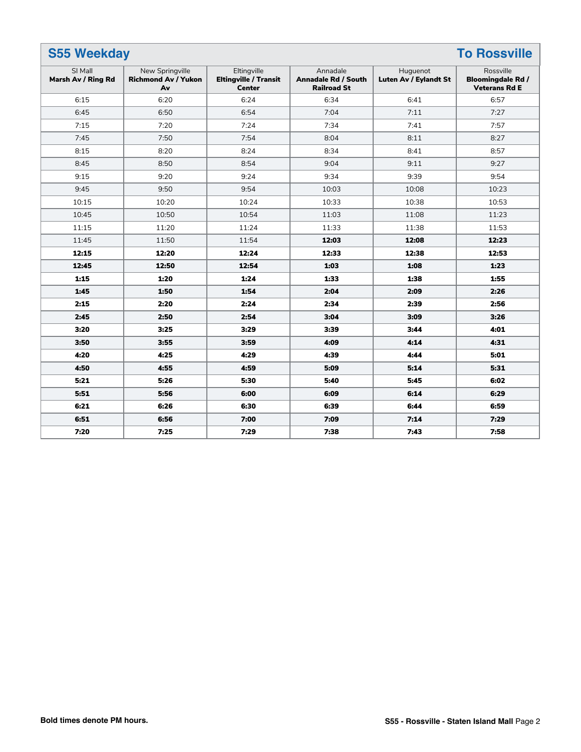## S55 Weekday — To Rossville

| SI Mall **Marsh Av / Ring Rd** | New Springville **Richmond Av / Yukon Av** | Eltingville **Eltingville / Transit Center** | Annadale **Annadale Rd / South Railroad St** | Huguenot **Luten Av / Eylandt St** | Rossville **Bloomingdale Rd / Veterans Rd E** |
|---|---|---|---|---|---|
| 6:15 | 6:20 | 6:24 | 6:34 | 6:41 | 6:57 |
| 6:45 | 6:50 | 6:54 | 7:04 | 7:11 | 7:27 |
| 7:15 | 7:20 | 7:24 | 7:34 | 7:41 | 7:57 |
| 7:45 | 7:50 | 7:54 | 8:04 | 8:11 | 8:27 |
| 8:15 | 8:20 | 8:24 | 8:34 | 8:41 | 8:57 |
| 8:45 | 8:50 | 8:54 | 9:04 | 9:11 | 9:27 |
| 9:15 | 9:20 | 9:24 | 9:34 | 9:39 | 9:54 |
| 9:45 | 9:50 | 9:54 | 10:03 | 10:08 | 10:23 |
| 10:15 | 10:20 | 10:24 | 10:33 | 10:38 | 10:53 |
| 10:45 | 10:50 | 10:54 | 11:03 | 11:08 | 11:23 |
| 11:15 | 11:20 | 11:24 | 11:33 | 11:38 | 11:53 |
| 11:45 | 11:50 | 11:54 | **12:03** | **12:08** | **12:23** |
| **12:15** | **12:20** | **12:24** | **12:33** | **12:38** | **12:53** |
| **12:45** | **12:50** | **12:54** | **1:03** | **1:08** | **1:23** |
| **1:15** | **1:20** | **1:24** | **1:33** | **1:38** | **1:55** |
| **1:45** | **1:50** | **1:54** | **2:04** | **2:09** | **2:26** |
| **2:15** | **2:20** | **2:24** | **2:34** | **2:39** | **2:56** |
| **2:45** | **2:50** | **2:54** | **3:04** | **3:09** | **3:26** |
| **3:20** | **3:25** | **3:29** | **3:39** | **3:44** | **4:01** |
| **3:50** | **3:55** | **3:59** | **4:09** | **4:14** | **4:31** |
| **4:20** | **4:25** | **4:29** | **4:39** | **4:44** | **5:01** |
| **4:50** | **4:55** | **4:59** | **5:09** | **5:14** | **5:31** |
| **5:21** | **5:26** | **5:30** | **5:40** | **5:45** | **6:02** |
| **5:51** | **5:56** | **6:00** | **6:09** | **6:14** | **6:29** |
| **6:21** | **6:26** | **6:30** | **6:39** | **6:44** | **6:59** |
| **6:51** | **6:56** | **7:00** | **7:09** | **7:14** | **7:29** |
| **7:20** | **7:25** | **7:29** | **7:38** | **7:43** | **7:58** |

**Bold times denote PM hours.**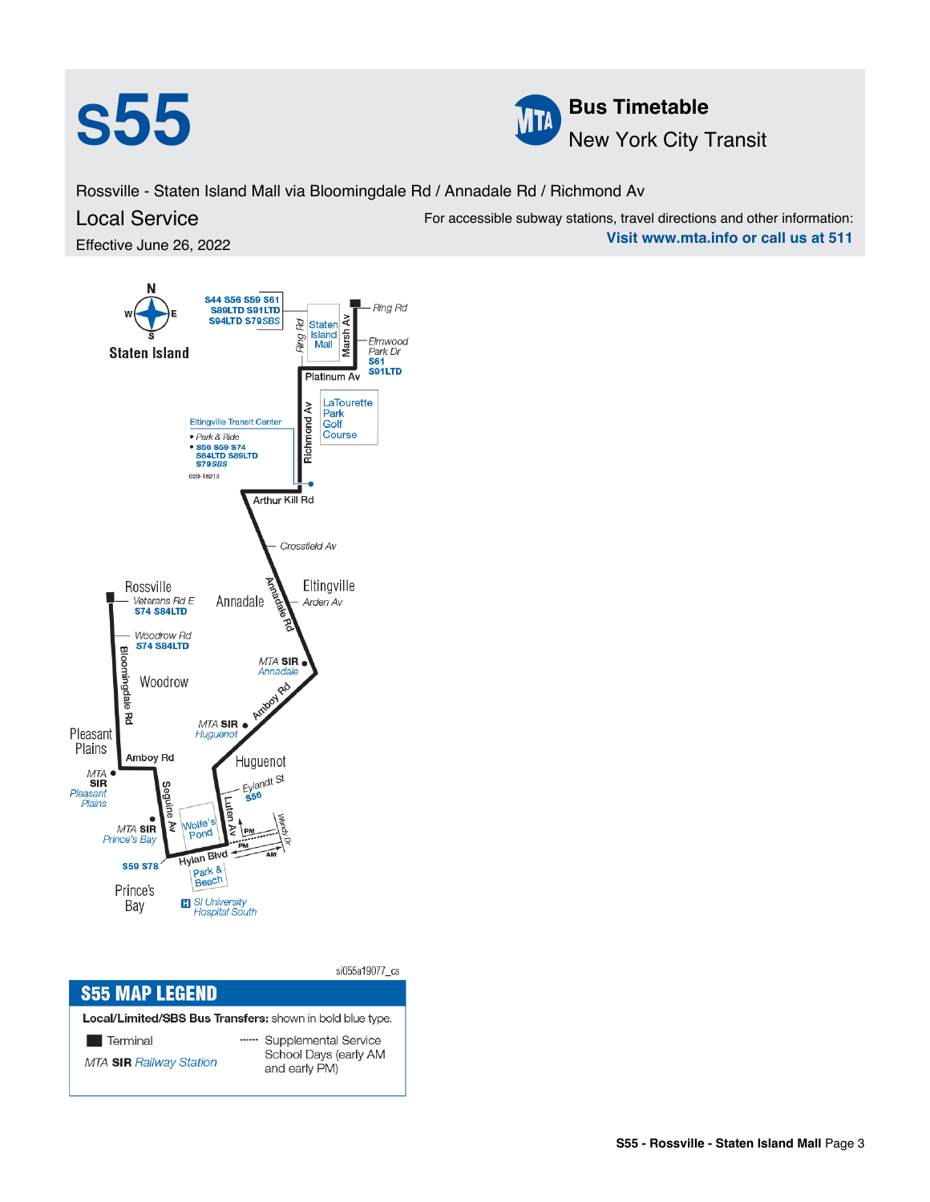# s55

**Bus Timetable**
New York City Transit

Rossville - Staten Island Mall via Bloomingdale Rd / Annadale Rd / Richmond Av

## Local Service

Effective June 26, 2022

For accessible subway stations, travel directions and other information:
**Visit www.mta.info or call us at 511**

Staten Island

S44 S56 S59 S61
S89LTD S91LTD
S94LTD S79*SBS*

Staten Island Mall

Ring Rd

Marsh Av

Elmwood Park Dr
S61
S91LTD

Platinum Av

Richmond Av

LaTourette Park Golf Course

Eltingville Transit Center
- Park & Ride
- S56 S59 S74 S84LTD S89LTD S79*SBS*

023-18213

Arthur Kill Rd

Crossfield Av

Rossville

Veterans Rd E
S74 S84LTD

Annadale

Eltingville

Arden Av

Annadale Rd

Woodrow Rd
S74 S84LTD

Bloomingdale Rd

Woodrow

MTA SIR Annadale

Amboy Rd

MTA SIR Huguenot

Pleasant Plains

Amboy Rd

Huguenot

MTA SIR Pleasant Plains

Eylandt St
S56

Seguine Av

Luten Av

Wolfe's Pond

Wendy Dr

PM PM AM

MTA SIR Prince's Bay

S59 S78

Hylan Blvd

Park & Beach

Prince's Bay

SI University Hospital South

si055a19077_cs

## S55 MAP LEGEND

**Local/Limited/SBS Bus Transfers:** shown in bold blue type.

- Terminal
- *MTA* **SIR** *Railway Station*
- Supplemental Service School Days (early AM and early PM)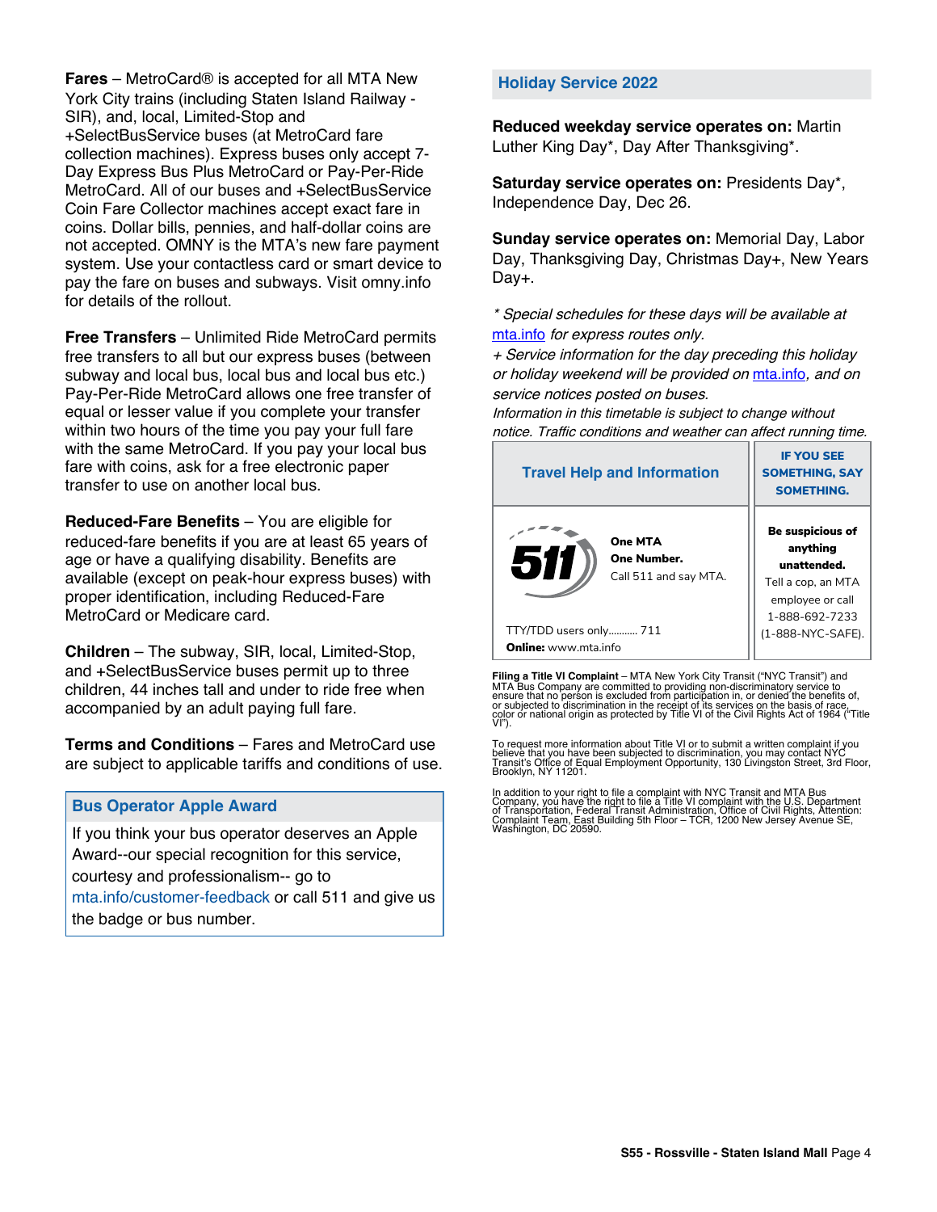**Fares** – MetroCard® is accepted for all MTA New York City trains (including Staten Island Railway - SIR), and, local, Limited-Stop and +SelectBusService buses (at MetroCard fare collection machines). Express buses only accept 7-Day Express Bus Plus MetroCard or Pay-Per-Ride MetroCard. All of our buses and +SelectBusService Coin Fare Collector machines accept exact fare in coins. Dollar bills, pennies, and half-dollar coins are not accepted. OMNY is the MTA's new fare payment system. Use your contactless card or smart device to pay the fare on buses and subways. Visit omny.info for details of the rollout.

**Free Transfers** – Unlimited Ride MetroCard permits free transfers to all but our express buses (between subway and local bus, local bus and local bus etc.) Pay-Per-Ride MetroCard allows one free transfer of equal or lesser value if you complete your transfer within two hours of the time you pay your full fare with the same MetroCard. If you pay your local bus fare with coins, ask for a free electronic paper transfer to use on another local bus.

**Reduced-Fare Benefits** – You are eligible for reduced-fare benefits if you are at least 65 years of age or have a qualifying disability. Benefits are available (except on peak-hour express buses) with proper identification, including Reduced-Fare MetroCard or Medicare card.

**Children** – The subway, SIR, local, Limited-Stop, and +SelectBusService buses permit up to three children, 44 inches tall and under to ride free when accompanied by an adult paying full fare.

**Terms and Conditions** – Fares and MetroCard use are subject to applicable tariffs and conditions of use.

## Bus Operator Apple Award

If you think your bus operator deserves an Apple Award--our special recognition for this service, courtesy and professionalism-- go to mta.info/customer-feedback or call 511 and give us the badge or bus number.

## Holiday Service 2022

**Reduced weekday service operates on:** Martin Luther King Day*, Day After Thanksgiving*.

**Saturday service operates on:** Presidents Day*, Independence Day, Dec 26.

**Sunday service operates on:** Memorial Day, Labor Day, Thanksgiving Day, Christmas Day+, New Years Day+.

*\* Special schedules for these days will be available at mta.info for express routes only.*
*+ Service information for the day preceding this holiday or holiday weekend will be provided on mta.info, and on service notices posted on buses.*
*Information in this timetable is subject to change without notice. Traffic conditions and weather can affect running time.*

| Travel Help and Information | IF YOU SEE SOMETHING, SAY SOMETHING. |
|---|---|
| 511 — **One MTA One Number.** Call 511 and say MTA.<br>TTY/TDD users only........... 711<br>**Online:** www.mta.info | **Be suspicious of anything unattended.** Tell a cop, an MTA employee or call 1-888-692-7233 (1-888-NYC-SAFE). |

**Filing a Title VI Complaint** – MTA New York City Transit ("NYC Transit") and MTA Bus Company are committed to providing non-discriminatory service to ensure that no person is excluded from participation in, or denied the benefits of, or subjected to discrimination in the receipt of its services on the basis of race, color or national origin as protected by Title VI of the Civil Rights Act of 1964 ("Title VI").

To request more information about Title VI or to submit a written complaint if you believe that you have been subjected to discrimination, you may contact NYC Transit's Office of Equal Employment Opportunity, 130 Livingston Street, 3rd Floor, Brooklyn, NY 11201.

In addition to your right to file a complaint with NYC Transit and MTA Bus Company, you have the right to file a Title VI complaint with the U.S. Department of Transportation, Federal Transit Administration, Office of Civil Rights, Attention: Complaint Team, East Building 5th Floor – TCR, 1200 New Jersey Avenue SE, Washington, DC 20590.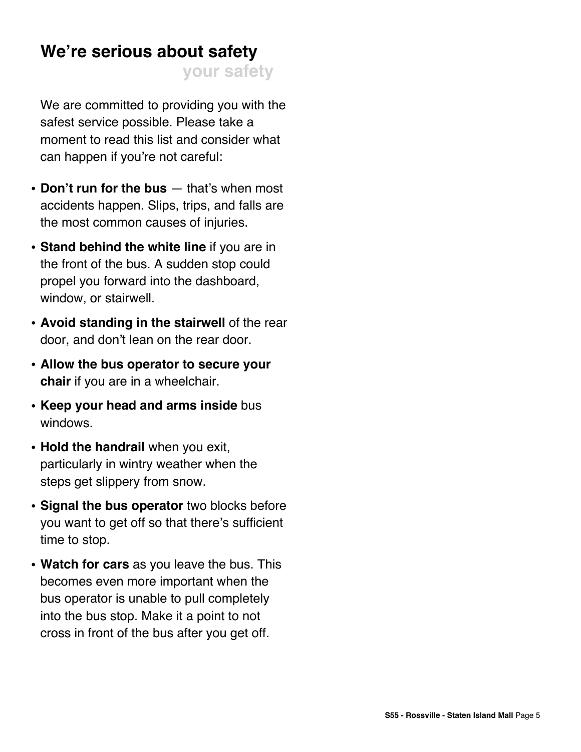## We're serious about safety

### your safety

We are committed to providing you with the safest service possible. Please take a moment to read this list and consider what can happen if you're not careful:

- **Don't run for the bus** — that's when most accidents happen. Slips, trips, and falls are the most common causes of injuries.
- **Stand behind the white line** if you are in the front of the bus. A sudden stop could propel you forward into the dashboard, window, or stairwell.
- **Avoid standing in the stairwell** of the rear door, and don't lean on the rear door.
- **Allow the bus operator to secure your chair** if you are in a wheelchair.
- **Keep your head and arms inside** bus windows.
- **Hold the handrail** when you exit, particularly in wintry weather when the steps get slippery from snow.
- **Signal the bus operator** two blocks before you want to get off so that there's sufficient time to stop.
- **Watch for cars** as you leave the bus. This becomes even more important when the bus operator is unable to pull completely into the bus stop. Make it a point to not cross in front of the bus after you get off.